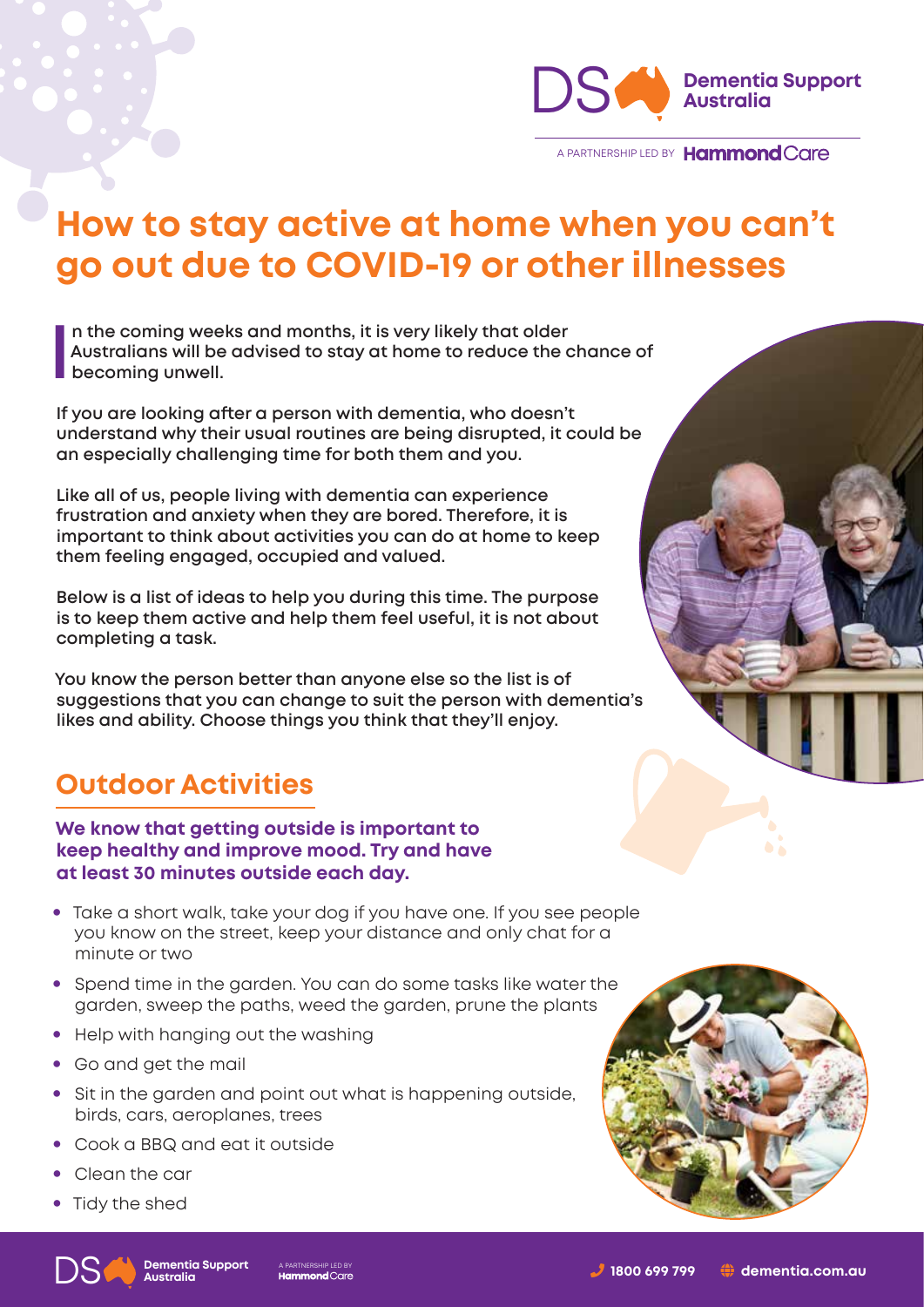# How to stay active at home when you can't go out due to COVID-19 or other illnesses

**In the coming weeks and months, it is very likely that older Australians will be advised to stay at home to reduce the chance of becoming unwell.**

If you are looking after a person with dementia, who doesn't understand why their usual routines are being disrupted, it could be an especially challenging time for both them and you.

Like all of us, people living with dementia can experience frustration and anxiety when they are bored. Therefore, it is important to think about activities you can do at home to keep them feeling engaged, occupied and valued.

Below is a list of ideas to help you during this time. The purpose is to keep them active and help them feel useful, it is not about completing a task.

You know the person better than anyone else so the list is of suggestions that you can change to suit the person with dementia's likes and ability. Choose things you think that they'll enjoy.

## Outdoor Activities

**We know that getting outside is important to keep healthy and improve mood. Try and have at least 30 minutes outside each day.**

- Take a short walk, take your dog if you have one. If you see people you know on the street, keep your distance and only chat for a minute or two
- Spend time in the garden. You can do some tasks like water the garden, sweep the paths, weed the garden, prune the plants
- Help with hanging out the washing
- Go and get the mail
- Sit in the garden and point out what is happening outside, birds, cars, aeroplanes, trees
- Cook a BBQ and eat it outside
- Clean the car
- Tidy the shed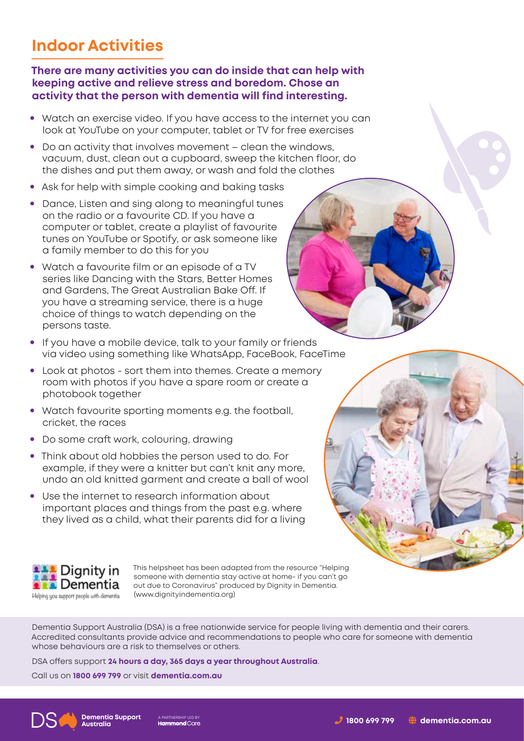# Indoor Activities

**There are many activities you can do inside that can help with keeping active and relieve stress and boredom. Chose an activity that the person with dementia will find interesting.**

- Watch an exercise video. If you have access to the internet you can look at YouTube on your computer, tablet or TV for free exercises
- Do an activity that involves movement – clean the windows, vacuum, dust, clean out a cupboard, sweep the kitchen floor, do the dishes and put them away, or wash and fold the clothes
- Ask for help with simple cooking and baking tasks
- Dance, Listen and sing along to meaningful tunes on the radio or a favourite CD. If you have a computer or tablet, create a playlist of favourite tunes on YouTube or Spotify, or ask someone like a family member to do this for you
- Watch a favourite film or an episode of a TV series like Dancing with the Stars, Better Homes and Gardens, The Great Australian Bake Off. If you have a streaming service, there is a huge choice of things to watch depending on the persons taste.
- If you have a mobile device, talk to your family or friends via video using something like WhatsApp, FaceBook, FaceTime
- Look at photos - sort them into themes. Create a memory room with photos if you have a spare room or create a photobook together
- Watch favourite sporting moments e.g. the football, cricket, the races
- Do some craft work, colouring, drawing
- Think about old hobbies the person used to do. For example, if they were a knitter but can't knit any more, undo an old knitted garment and create a ball of wool
- Use the internet to research information about important places and things from the past e.g. where they lived as a child, what their parents did for a living

Dignity in Dementia
Helping you support people with dementia

This helpsheet has been adapted from the resource "Helping someone with dementia stay active at home- if you can't go out due to Coronavirus" produced by Dignity in Dementia. (www.dignityindementia.org)

Dementia Support Australia (DSA) is a free nationwide service for people living with dementia and their carers. Accredited consultants provide advice and recommendations to people who care for someone with dementia whose behaviours are a risk to themselves or others.

DSA offers support **24 hours a day, 365 days a year throughout Australia**.

Call us on **1800 699 799** or visit **dementia.com.au**

Dementia Support Australia — A PARTNERSHIP LED BY HammondCare — 1800 699 799 — dementia.com.au